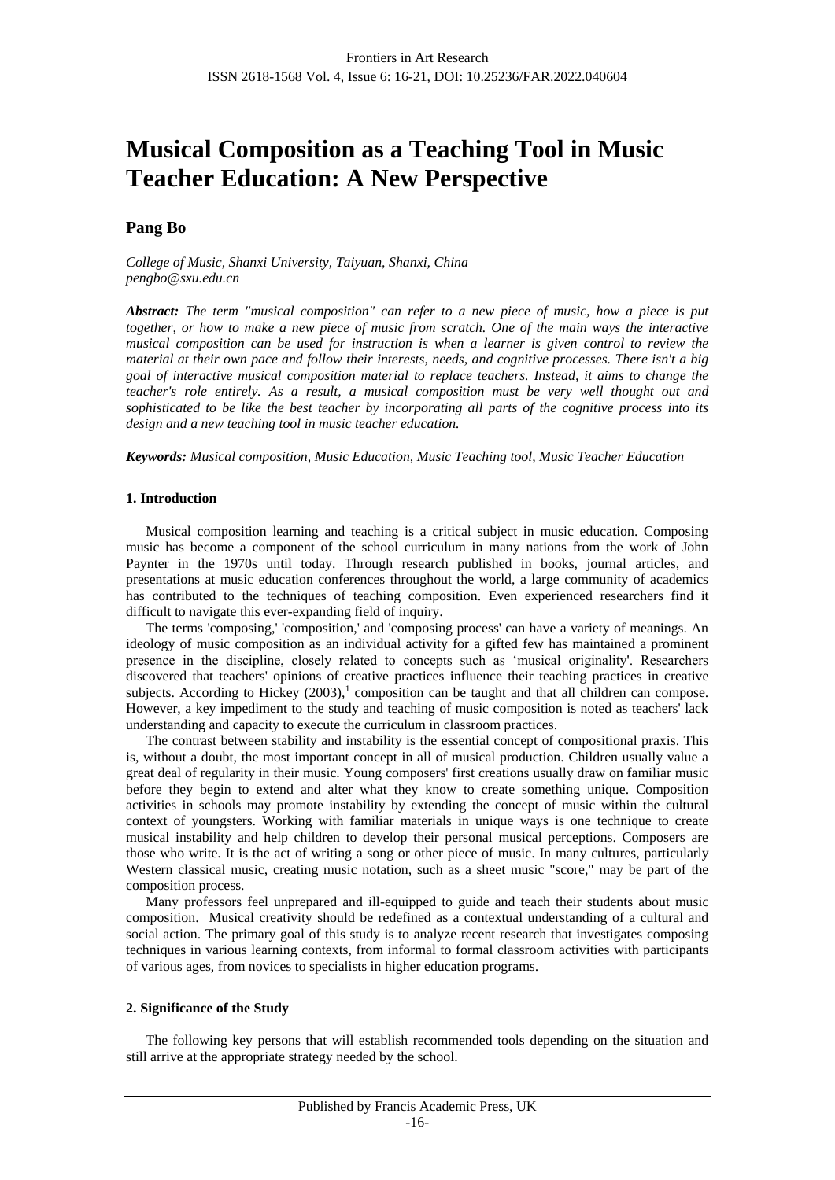# Musical Composition as a Teaching Tool in Music Teacher Education: A New Perspective

**Pang Bo**

*College of Music, Shanxi University, Taiyuan, Shanxi, China*
*pengbo@sxu.edu.cn*

***Abstract:*** *The term "musical composition" can refer to a new piece of music, how a piece is put together, or how to make a new piece of music from scratch. One of the main ways the interactive musical composition can be used for instruction is when a learner is given control to review the material at their own pace and follow their interests, needs, and cognitive processes. There isn't a big goal of interactive musical composition material to replace teachers. Instead, it aims to change the teacher's role entirely. As a result, a musical composition must be very well thought out and sophisticated to be like the best teacher by incorporating all parts of the cognitive process into its design and a new teaching tool in music teacher education.*

***Keywords:*** *Musical composition, Music Education, Music Teaching tool, Music Teacher Education*

## 1. Introduction

Musical composition learning and teaching is a critical subject in music education. Composing music has become a component of the school curriculum in many nations from the work of John Paynter in the 1970s until today. Through research published in books, journal articles, and presentations at music education conferences throughout the world, a large community of academics has contributed to the techniques of teaching composition. Even experienced researchers find it difficult to navigate this ever-expanding field of inquiry.

The terms 'composing,' 'composition,' and 'composing process' can have a variety of meanings. An ideology of music composition as an individual activity for a gifted few has maintained a prominent presence in the discipline, closely related to concepts such as 'musical originality'. Researchers discovered that teachers' opinions of creative practices influence their teaching practices in creative subjects. According to Hickey (2003),[1] composition can be taught and that all children can compose. However, a key impediment to the study and teaching of music composition is noted as teachers' lack understanding and capacity to execute the curriculum in classroom practices.

The contrast between stability and instability is the essential concept of compositional praxis. This is, without a doubt, the most important concept in all of musical production. Children usually value a great deal of regularity in their music. Young composers' first creations usually draw on familiar music before they begin to extend and alter what they know to create something unique. Composition activities in schools may promote instability by extending the concept of music within the cultural context of youngsters. Working with familiar materials in unique ways is one technique to create musical instability and help children to develop their personal musical perceptions. Composers are those who write. It is the act of writing a song or other piece of music. In many cultures, particularly Western classical music, creating music notation, such as a sheet music "score," may be part of the composition process.

Many professors feel unprepared and ill-equipped to guide and teach their students about music composition. Musical creativity should be redefined as a contextual understanding of a cultural and social action. The primary goal of this study is to analyze recent research that investigates composing techniques in various learning contexts, from informal to formal classroom activities with participants of various ages, from novices to specialists in higher education programs.

## 2. Significance of the Study

The following key persons that will establish recommended tools depending on the situation and still arrive at the appropriate strategy needed by the school.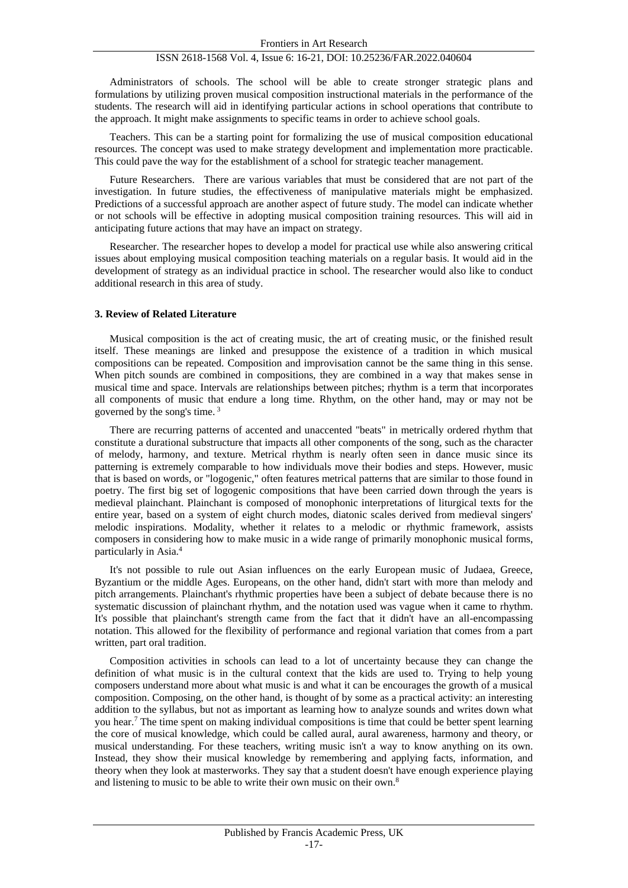Administrators of schools. The school will be able to create stronger strategic plans and formulations by utilizing proven musical composition instructional materials in the performance of the students. The research will aid in identifying particular actions in school operations that contribute to the approach. It might make assignments to specific teams in order to achieve school goals.

Teachers. This can be a starting point for formalizing the use of musical composition educational resources. The concept was used to make strategy development and implementation more practicable. This could pave the way for the establishment of a school for strategic teacher management.

Future Researchers. There are various variables that must be considered that are not part of the investigation. In future studies, the effectiveness of manipulative materials might be emphasized. Predictions of a successful approach are another aspect of future study. The model can indicate whether or not schools will be effective in adopting musical composition training resources. This will aid in anticipating future actions that may have an impact on strategy.

Researcher. The researcher hopes to develop a model for practical use while also answering critical issues about employing musical composition teaching materials on a regular basis. It would aid in the development of strategy as an individual practice in school. The researcher would also like to conduct additional research in this area of study.

## 3. Review of Related Literature

Musical composition is the act of creating music, the art of creating music, or the finished result itself. These meanings are linked and presuppose the existence of a tradition in which musical compositions can be repeated. Composition and improvisation cannot be the same thing in this sense. When pitch sounds are combined in compositions, they are combined in a way that makes sense in musical time and space. Intervals are relationships between pitches; rhythm is a term that incorporates all components of music that endure a long time. Rhythm, on the other hand, may or may not be governed by the song's time. [3]

There are recurring patterns of accented and unaccented "beats" in metrically ordered rhythm that constitute a durational substructure that impacts all other components of the song, such as the character of melody, harmony, and texture. Metrical rhythm is nearly often seen in dance music since its patterning is extremely comparable to how individuals move their bodies and steps. However, music that is based on words, or "logogenic," often features metrical patterns that are similar to those found in poetry. The first big set of logogenic compositions that have been carried down through the years is medieval plainchant. Plainchant is composed of monophonic interpretations of liturgical texts for the entire year, based on a system of eight church modes, diatonic scales derived from medieval singers' melodic inspirations. Modality, whether it relates to a melodic or rhythmic framework, assists composers in considering how to make music in a wide range of primarily monophonic musical forms, particularly in Asia.[4]

It's not possible to rule out Asian influences on the early European music of Judaea, Greece, Byzantium or the middle Ages. Europeans, on the other hand, didn't start with more than melody and pitch arrangements. Plainchant's rhythmic properties have been a subject of debate because there is no systematic discussion of plainchant rhythm, and the notation used was vague when it came to rhythm. It's possible that plainchant's strength came from the fact that it didn't have an all-encompassing notation. This allowed for the flexibility of performance and regional variation that comes from a part written, part oral tradition.

Composition activities in schools can lead to a lot of uncertainty because they can change the definition of what music is in the cultural context that the kids are used to. Trying to help young composers understand more about what music is and what it can be encourages the growth of a musical composition. Composing, on the other hand, is thought of by some as a practical activity: an interesting addition to the syllabus, but not as important as learning how to analyze sounds and writes down what you hear.[7] The time spent on making individual compositions is time that could be better spent learning the core of musical knowledge, which could be called aural, aural awareness, harmony and theory, or musical understanding. For these teachers, writing music isn't a way to know anything on its own. Instead, they show their musical knowledge by remembering and applying facts, information, and theory when they look at masterworks. They say that a student doesn't have enough experience playing and listening to music to be able to write their own music on their own.[8]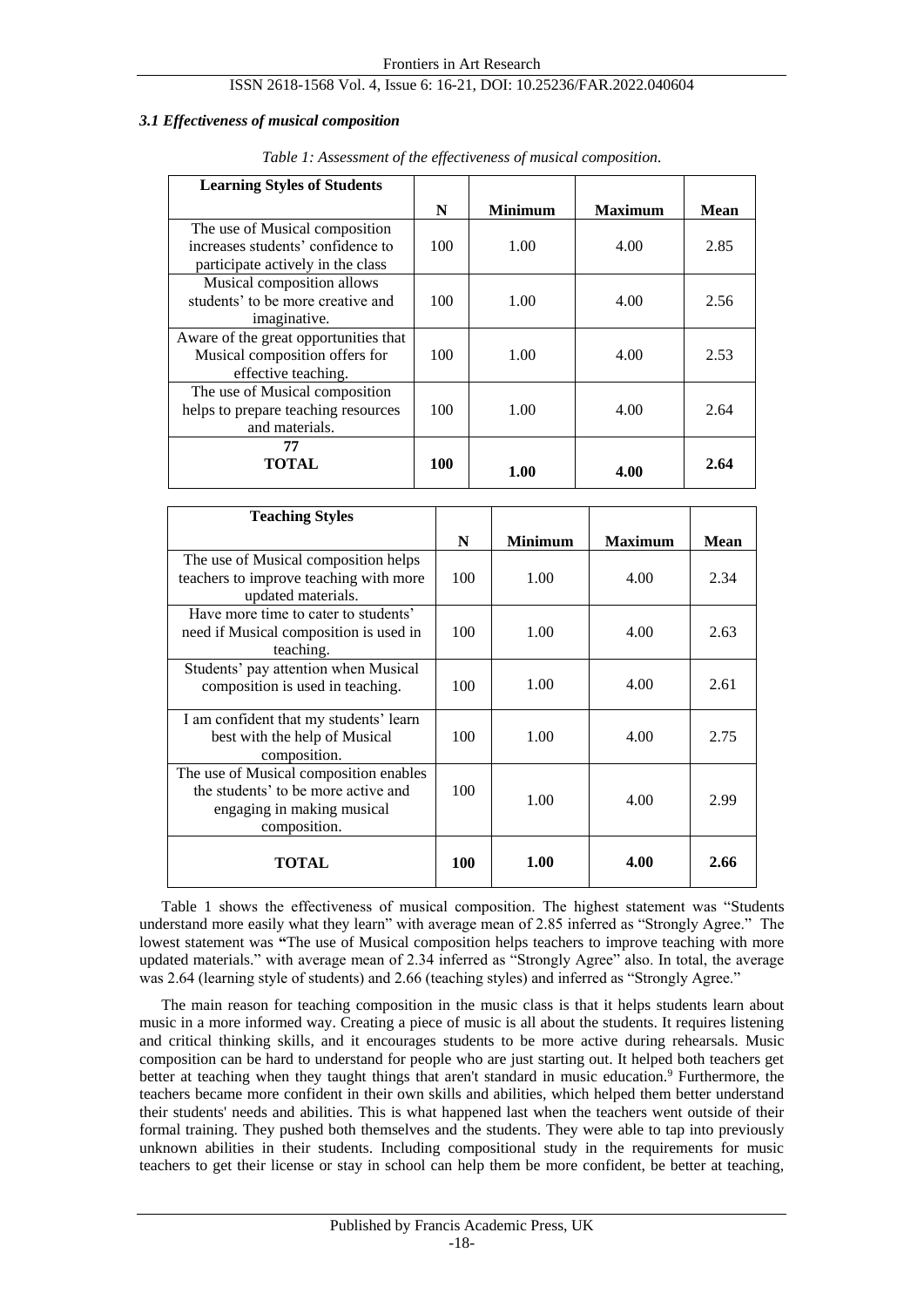### *3.1 Effectiveness of musical composition*

*Table 1: Assessment of the effectiveness of musical composition.*

| Learning Styles of Students | N | Minimum | Maximum | Mean |
|---|---|---|---|---|
| The use of Musical composition increases students' confidence to participate actively in the class | 100 | 1.00 | 4.00 | 2.85 |
| Musical composition allows students' to be more creative and imaginative. | 100 | 1.00 | 4.00 | 2.56 |
| Aware of the great opportunities that Musical composition offers for effective teaching. | 100 | 1.00 | 4.00 | 2.53 |
| The use of Musical composition helps to prepare teaching resources and materials. | 100 | 1.00 | 4.00 | 2.64 |
| 77 **TOTAL** | **100** | **1.00** | **4.00** | **2.64** |

| Teaching Styles | N | Minimum | Maximum | Mean |
|---|---|---|---|---|
| The use of Musical composition helps teachers to improve teaching with more updated materials. | 100 | 1.00 | 4.00 | 2.34 |
| Have more time to cater to students' need if Musical composition is used in teaching. | 100 | 1.00 | 4.00 | 2.63 |
| Students' pay attention when Musical composition is used in teaching. | 100 | 1.00 | 4.00 | 2.61 |
| I am confident that my students' learn best with the help of Musical composition. | 100 | 1.00 | 4.00 | 2.75 |
| The use of Musical composition enables the students' to be more active and engaging in making musical composition. | 100 | 1.00 | 4.00 | 2.99 |
| **TOTAL** | **100** | **1.00** | **4.00** | **2.66** |

Table 1 shows the effectiveness of musical composition. The highest statement was "Students understand more easily what they learn" with average mean of 2.85 inferred as "Strongly Agree." The lowest statement was **"**The use of Musical composition helps teachers to improve teaching with more updated materials." with average mean of 2.34 inferred as "Strongly Agree" also. In total, the average was 2.64 (learning style of students) and 2.66 (teaching styles) and inferred as "Strongly Agree."

The main reason for teaching composition in the music class is that it helps students learn about music in a more informed way. Creating a piece of music is all about the students. It requires listening and critical thinking skills, and it encourages students to be more active during rehearsals. Music composition can be hard to understand for people who are just starting out. It helped both teachers get better at teaching when they taught things that aren't standard in music education.[9] Furthermore, the teachers became more confident in their own skills and abilities, which helped them better understand their students' needs and abilities. This is what happened last when the teachers went outside of their formal training. They pushed both themselves and the students. They were able to tap into previously unknown abilities in their students. Including compositional study in the requirements for music teachers to get their license or stay in school can help them be more confident, be better at teaching,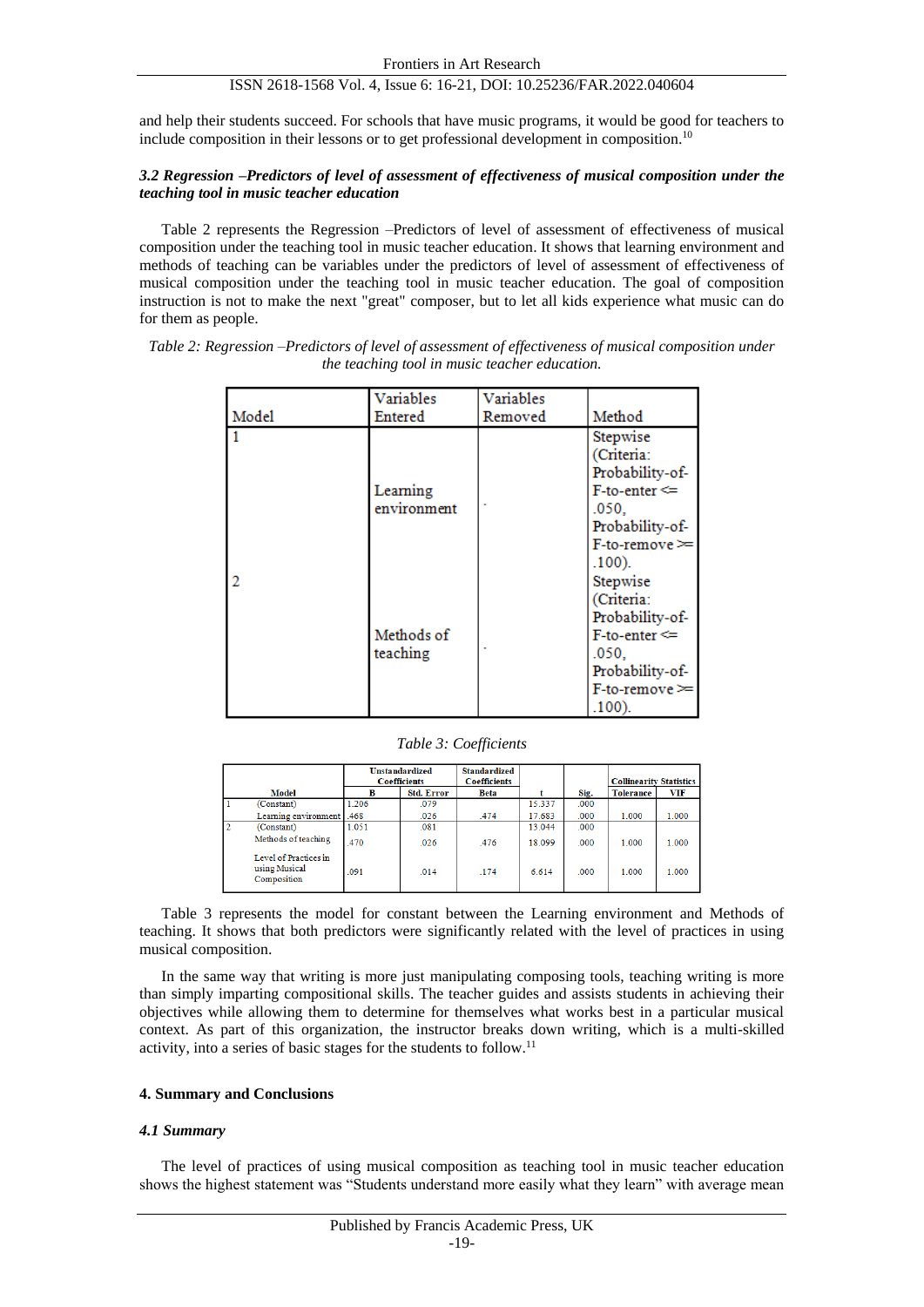and help their students succeed. For schools that have music programs, it would be good for teachers to include composition in their lessons or to get professional development in composition.[10]

### *3.2 Regression –Predictors of level of assessment of effectiveness of musical composition under the teaching tool in music teacher education*

Table 2 represents the Regression –Predictors of level of assessment of effectiveness of musical composition under the teaching tool in music teacher education. It shows that learning environment and methods of teaching can be variables under the predictors of level of assessment of effectiveness of musical composition under the teaching tool in music teacher education. The goal of composition instruction is not to make the next "great" composer, but to let all kids experience what music can do for them as people.

*Table 2: Regression –Predictors of level of assessment of effectiveness of musical composition under the teaching tool in music teacher education.*

| Model | Variables Entered | Variables Removed | Method |
|---|---|---|---|
| 1 | Learning environment | . | Stepwise (Criteria: Probability-of-F-to-enter <= .050, Probability-of-F-to-remove >= .100). |
| 2 | Methods of teaching | . | Stepwise (Criteria: Probability-of-F-to-enter <= .050, Probability-of-F-to-remove >= .100). |

*Table 3: Coefficients*

| Model | | Unstandardized Coefficients | | Standardized Coefficients | t | Sig. | Collinearity Statistics | |
|---|---|---|---|---|---|---|---|---|
| | | B | Std. Error | Beta | | | Tolerance | VIF |
| 1 | (Constant) | 1.206 | .079 | | 15.337 | .000 | | |
| | Learning environment | .468 | .026 | .474 | 17.683 | .000 | 1.000 | 1.000 |
| 2 | (Constant) | 1.051 | .081 | | 13.044 | .000 | | |
| | Methods of teaching | .470 | .026 | .476 | 18.099 | .000 | 1.000 | 1.000 |
| | Level of Practices in using Musical Composition | .091 | .014 | .174 | 6.614 | .000 | 1.000 | 1.000 |

Table 3 represents the model for constant between the Learning environment and Methods of teaching. It shows that both predictors were significantly related with the level of practices in using musical composition.

In the same way that writing is more just manipulating composing tools, teaching writing is more than simply imparting compositional skills. The teacher guides and assists students in achieving their objectives while allowing them to determine for themselves what works best in a particular musical context. As part of this organization, the instructor breaks down writing, which is a multi-skilled activity, into a series of basic stages for the students to follow.[11]

## 4. Summary and Conclusions

### *4.1 Summary*

The level of practices of using musical composition as teaching tool in music teacher education shows the highest statement was "Students understand more easily what they learn" with average mean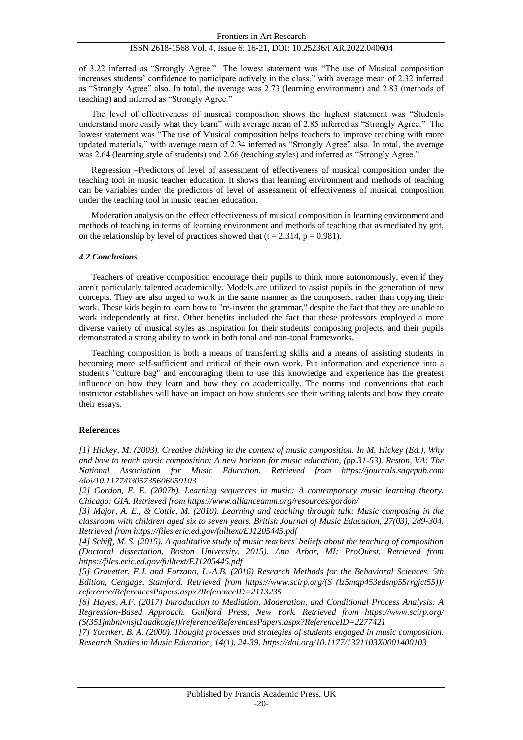of 3.22 inferred as "Strongly Agree." The lowest statement was "The use of Musical composition increases students' confidence to participate actively in the class." with average mean of 2.32 inferred as "Strongly Agree" also. In total, the average was 2.73 (learning environment) and 2.83 (methods of teaching) and inferred as "Strongly Agree."

The level of effectiveness of musical composition shows the highest statement was "Students understand more easily what they learn" with average mean of 2.85 inferred as "Strongly Agree." The lowest statement was "The use of Musical composition helps teachers to improve teaching with more updated materials." with average mean of 2.34 inferred as "Strongly Agree" also. In total, the average was 2.64 (learning style of students) and 2.66 (teaching styles) and inferred as "Strongly Agree."

Regression –Predictors of level of assessment of effectiveness of musical composition under the teaching tool in music teacher education. It shows that learning environment and methods of teaching can be variables under the predictors of level of assessment of effectiveness of musical composition under the teaching tool in music teacher education.

Moderation analysis on the effect effectiveness of musical composition in learning environment and methods of teaching in terms of learning environment and methods of teaching that as mediated by grit, on the relationship by level of practices showed that ($t = 2.314$, $p = 0.981$).

### *4.2 Conclusions*

Teachers of creative composition encourage their pupils to think more autonomously, even if they aren't particularly talented academically. Models are utilized to assist pupils in the generation of new concepts. They are also urged to work in the same manner as the composers, rather than copying their work. These kids begin to learn how to "re-invent the grammar," despite the fact that they are unable to work independently at first. Other benefits included the fact that these professors employed a more diverse variety of musical styles as inspiration for their students' composing projects, and their pupils demonstrated a strong ability to work in both tonal and non-tonal frameworks.

Teaching composition is both a means of transferring skills and a means of assisting students in becoming more self-sufficient and critical of their own work. Put information and experience into a student's "culture bag" and encouraging them to use this knowledge and experience has the greatest influence on how they learn and how they do academically. The norms and conventions that each instructor establishes will have an impact on how students see their writing talents and how they create their essays.

## **References**

*[1] Hickey, M. (2003). Creative thinking in the context of music composition. In M. Hickey (Ed.), Why and how to teach music composition: A new horizon for music education, (pp.31-53). Reston, VA: The National Association for Music Education. Retrieved from https://journals.sagepub.com /doi/10.1177/0305735606059103*

*[2] Gordon, E. E. (2007b). Learning sequences in music: A contemporary music learning theory. Chicago: GIA. Retrieved from https://www.allianceamm.org/resources/gordon/*

*[3] Major, A. E., & Cottle, M. (2010). Learning and teaching through talk: Music composing in the classroom with children aged six to seven years. British Journal of Music Education, 27(03), 289-304. Retrieved from https://files.eric.ed.gov/fulltext/EJ1205445.pdf*

*[4] Schiff, M. S. (2015). A qualitative study of music teachers' beliefs about the teaching of composition (Doctoral dissertation, Boston University, 2015). Ann Arbor, MI: ProQuest. Retrieved from https://files.eric.ed.gov/fulltext/EJ1205445.pdf*

*[5] Gravetter, F.J. and Forzano, L.-A.B. (2016) Research Methods for the Behavioral Sciences. 5th Edition, Cengage, Stamford. Retrieved from https://www.scirp.org/(S (lz5mqp453edsnp55rrgjct55))/ reference/ReferencesPapers.aspx?ReferenceID=2113235*

*[6] Hayes, A.F. (2017) Introduction to Mediation, Moderation, and Conditional Process Analysis: A Regression-Based Approach. Guilford Press, New York. Retrieved from https://www.scirp.org/ (S(351jmbntvnsjt1aadkozje))/reference/ReferencesPapers.aspx?ReferenceID=2277421*

*[7] Younker, B. A. (2000). Thought processes and strategies of students engaged in music composition. Research Studies in Music Education, 14(1), 24-39. https://doi.org/10.1177/1321103X0001400103*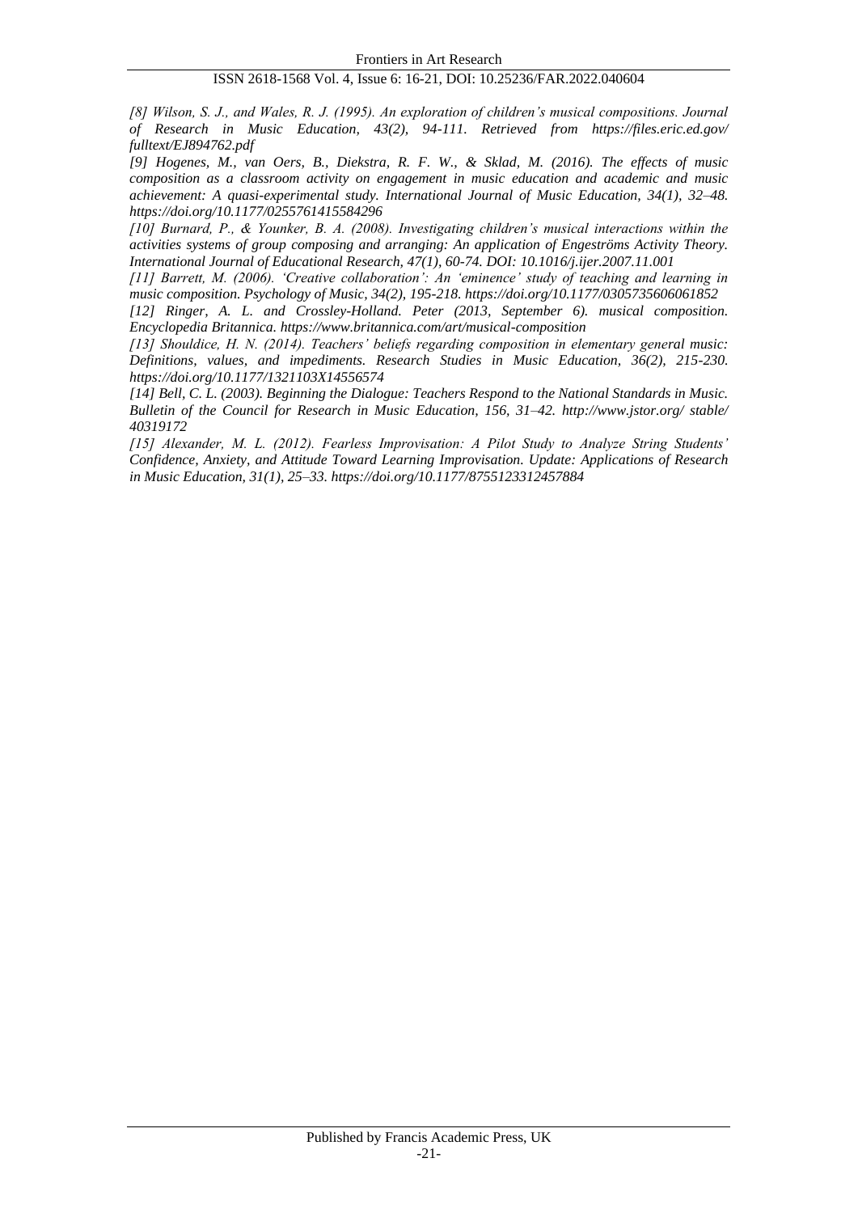*[8] Wilson, S. J., and Wales, R. J. (1995). An exploration of children's musical compositions. Journal of Research in Music Education, 43(2), 94-111. Retrieved from https://files.eric.ed.gov/ fulltext/EJ894762.pdf*

*[9] Hogenes, M., van Oers, B., Diekstra, R. F. W., & Sklad, M. (2016). The effects of music composition as a classroom activity on engagement in music education and academic and music achievement: A quasi-experimental study. International Journal of Music Education, 34(1), 32–48. https://doi.org/10.1177/0255761415584296*

*[10] Burnard, P., & Younker, B. A. (2008). Investigating children's musical interactions within the activities systems of group composing and arranging: An application of Engeströms Activity Theory. International Journal of Educational Research, 47(1), 60-74. DOI: 10.1016/j.ijer.2007.11.001*

*[11] Barrett, M. (2006). 'Creative collaboration': An 'eminence' study of teaching and learning in music composition. Psychology of Music, 34(2), 195-218. https://doi.org/10.1177/0305735606061852*

*[12] Ringer, A. L. and Crossley-Holland. Peter (2013, September 6). musical composition. Encyclopedia Britannica. https://www.britannica.com/art/musical-composition*

*[13] Shouldice, H. N. (2014). Teachers' beliefs regarding composition in elementary general music: Definitions, values, and impediments. Research Studies in Music Education, 36(2), 215-230. https://doi.org/10.1177/1321103X14556574*

*[14] Bell, C. L. (2003). Beginning the Dialogue: Teachers Respond to the National Standards in Music. Bulletin of the Council for Research in Music Education, 156, 31–42. http://www.jstor.org/ stable/ 40319172*

*[15] Alexander, M. L. (2012). Fearless Improvisation: A Pilot Study to Analyze String Students' Confidence, Anxiety, and Attitude Toward Learning Improvisation. Update: Applications of Research in Music Education, 31(1), 25–33. https://doi.org/10.1177/8755123312457884*